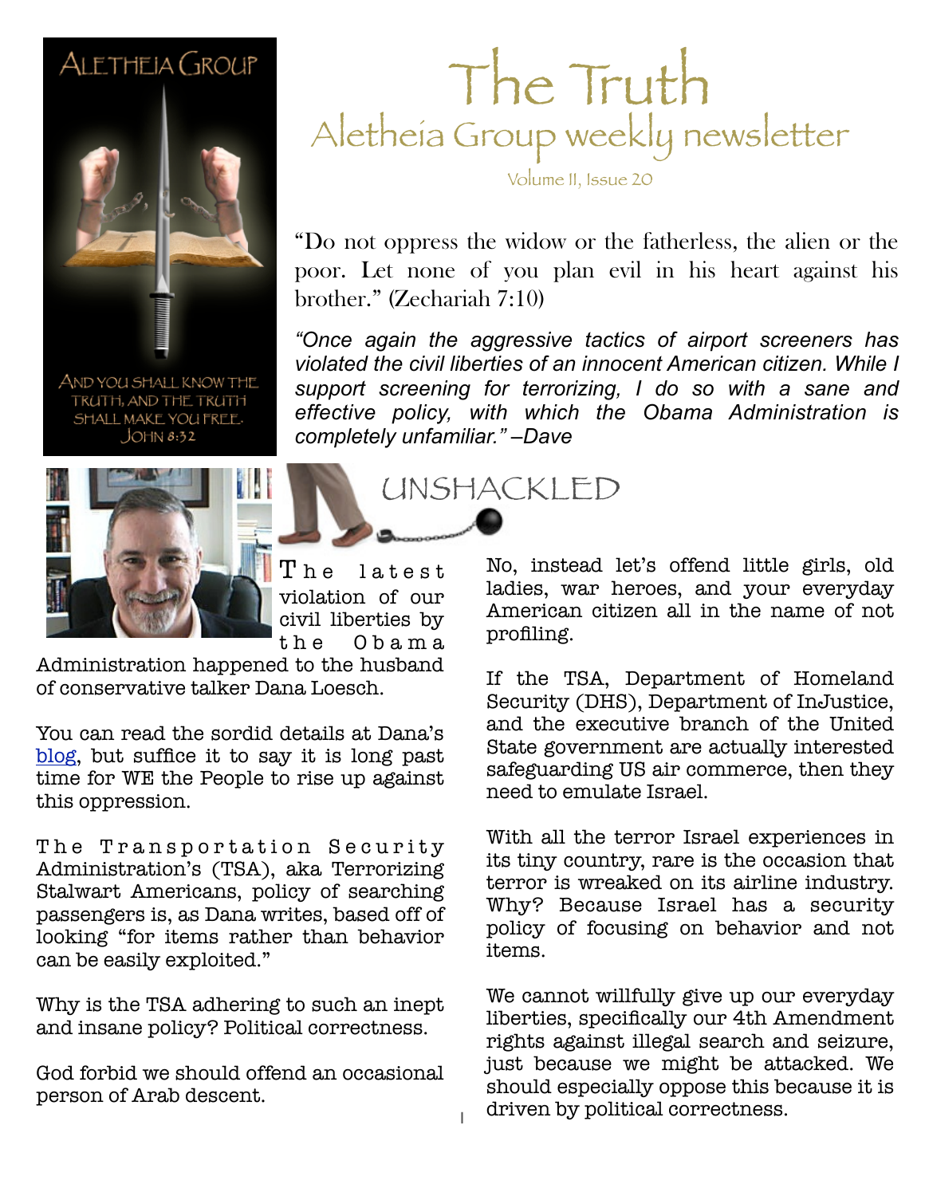ALETHEIA GROUP

AND YOU SHALL KNOW THE TRUTH, AND THE TRUTH SHALL MAKE YOU FREE. JOHN 8:32

# The Truth

## Aletheia Group weekly newsletter

Volume II, Issue 20

"Do not oppress the widow or the fatherless, the alien or the poor. Let none of you plan evil in his heart against his brother." (Zechariah 7:10)

*"Once again the aggressive tactics of airport screeners has violated the civil liberties of an innocent American citizen. While I support screening for terrorizing, I do so with a sane and effective policy, with which the Obama Administration is completely unfamiliar." –Dave*

## UNSHACKLED

The latest violation of our civil liberties by the Obama Administration happened to the husband of conservative talker Dana Loesch.

You can read the sordid details at Dana's blog, but suffice it to say it is long past time for WE the People to rise up against this oppression.

The Transportation Security Administration's (TSA), aka Terrorizing Stalwart Americans, policy of searching passengers is, as Dana writes, based off of looking "for items rather than behavior can be easily exploited."

Why is the TSA adhering to such an inept and insane policy? Political correctness.

God forbid we should offend an occasional person of Arab descent.

No, instead let's offend little girls, old ladies, war heroes, and your everyday American citizen all in the name of not profiling.

If the TSA, Department of Homeland Security (DHS), Department of InJustice, and the executive branch of the United State government are actually interested safeguarding US air commerce, then they need to emulate Israel.

With all the terror Israel experiences in its tiny country, rare is the occasion that terror is wreaked on its airline industry. Why? Because Israel has a security policy of focusing on behavior and not items.

We cannot willfully give up our everyday liberties, specifically our 4th Amendment rights against illegal search and seizure, just because we might be attacked. We should especially oppose this because it is driven by political correctness.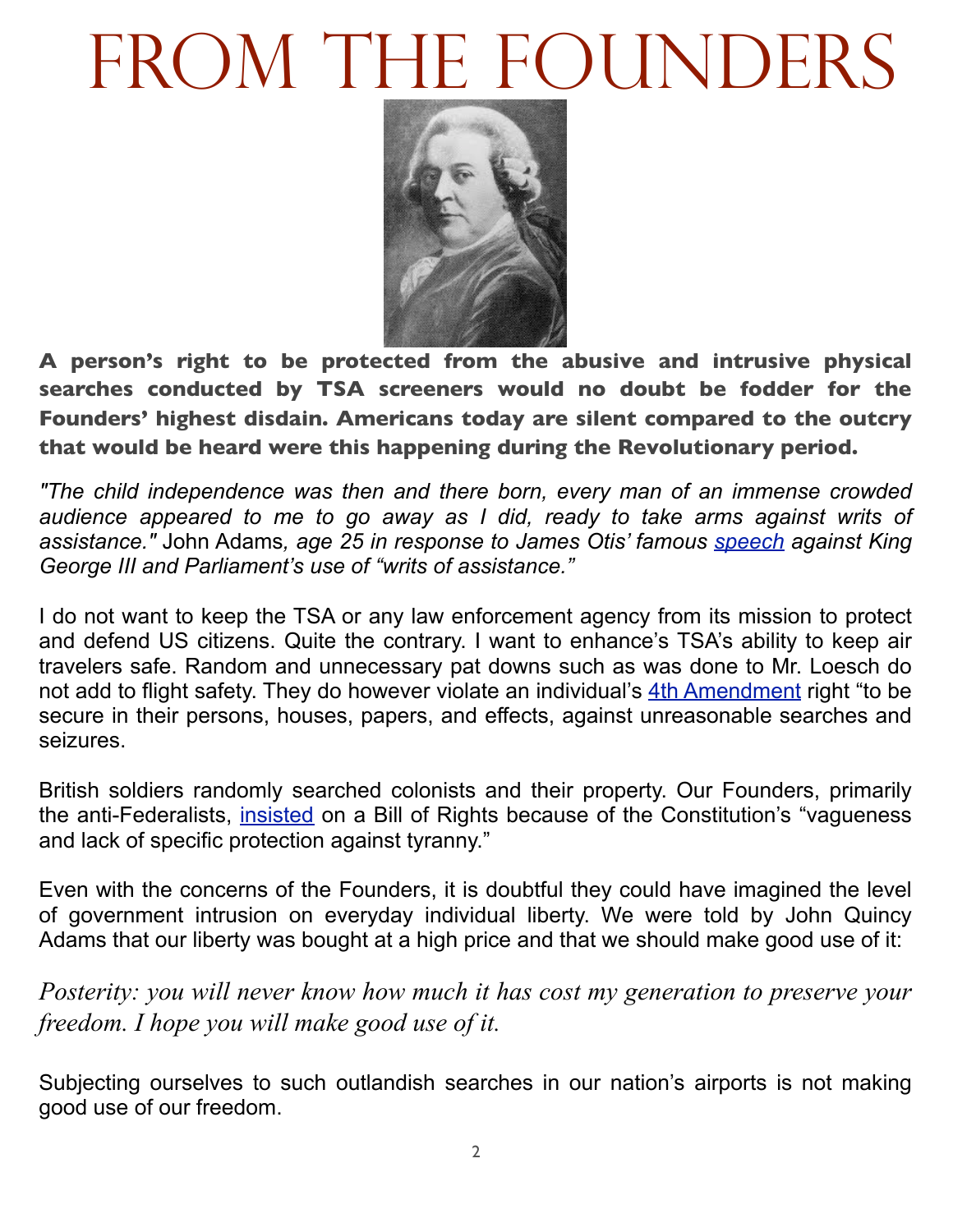# From the Founders

**A person's right to be protected from the abusive and intrusive physical searches conducted by TSA screeners would no doubt be fodder for the Founders' highest disdain. Americans today are silent compared to the outcry that would be heard were this happening during the Revolutionary period.**

*"The child independence was then and there born, every man of an immense crowded audience appeared to me to go away as I did, ready to take arms against writs of assistance."* John Adams*, age 25 in response to James Otis' famous speech against King George III and Parliament's use of "writs of assistance."*

I do not want to keep the TSA or any law enforcement agency from its mission to protect and defend US citizens. Quite the contrary. I want to enhance's TSA's ability to keep air travelers safe. Random and unnecessary pat downs such as was done to Mr. Loesch do not add to flight safety. They do however violate an individual's 4th Amendment right "to be secure in their persons, houses, papers, and effects, against unreasonable searches and seizures.

British soldiers randomly searched colonists and their property. Our Founders, primarily the anti-Federalists, insisted on a Bill of Rights because of the Constitution's "vagueness and lack of specific protection against tyranny."

Even with the concerns of the Founders, it is doubtful they could have imagined the level of government intrusion on everyday individual liberty. We were told by John Quincy Adams that our liberty was bought at a high price and that we should make good use of it:

*Posterity: you will never know how much it has cost my generation to preserve your freedom. I hope you will make good use of it.*

Subjecting ourselves to such outlandish searches in our nation's airports is not making good use of our freedom.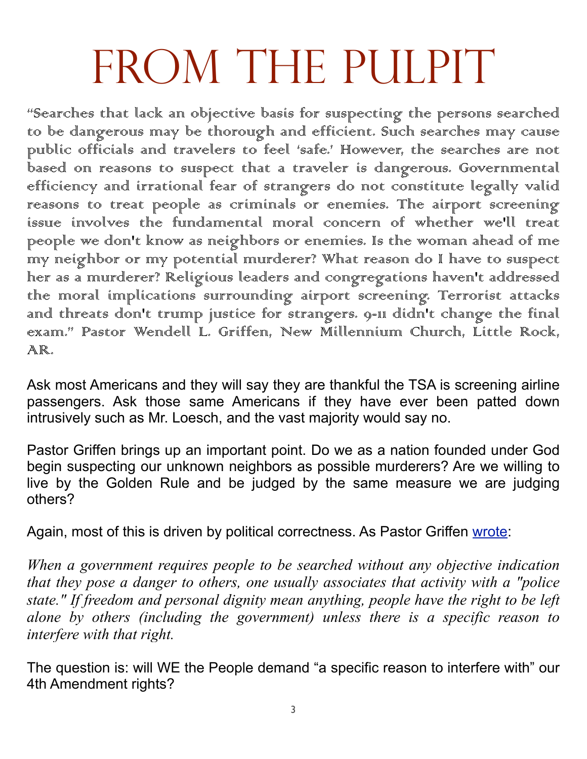# From the Pulpit

"Searches that lack an objective basis for suspecting the persons searched to be dangerous may be thorough and efficient. Such searches may cause public officials and travelers to feel 'safe.' However, the searches are not based on reasons to suspect that a traveler is dangerous. Governmental efficiency and irrational fear of strangers do not constitute legally valid reasons to treat people as criminals or enemies. The airport screening issue involves the fundamental moral concern of whether we'll treat people we don't know as neighbors or enemies. Is the woman ahead of me my neighbor or my potential murderer? What reason do I have to suspect her as a murderer? Religious leaders and congregations haven't addressed the moral implications surrounding airport screening. Terrorist attacks and threats don't trump justice for strangers. 9-11 didn't change the final exam." Pastor Wendell L. Griffen, New Millennium Church, Little Rock, AR.

Ask most Americans and they will say they are thankful the TSA is screening airline passengers. Ask those same Americans if they have ever been patted down intrusively such as Mr. Loesch, and the vast majority would say no.

Pastor Griffen brings up an important point. Do we as a nation founded under God begin suspecting our unknown neighbors as possible murderers? Are we willing to live by the Golden Rule and be judged by the same measure we are judging others?

Again, most of this is driven by political correctness. As Pastor Griffen wrote:

*When a government requires people to be searched without any objective indication that they pose a danger to others, one usually associates that activity with a "police state." If freedom and personal dignity mean anything, people have the right to be left alone by others (including the government) unless there is a specific reason to interfere with that right.*

The question is: will WE the People demand "a specific reason to interfere with" our 4th Amendment rights?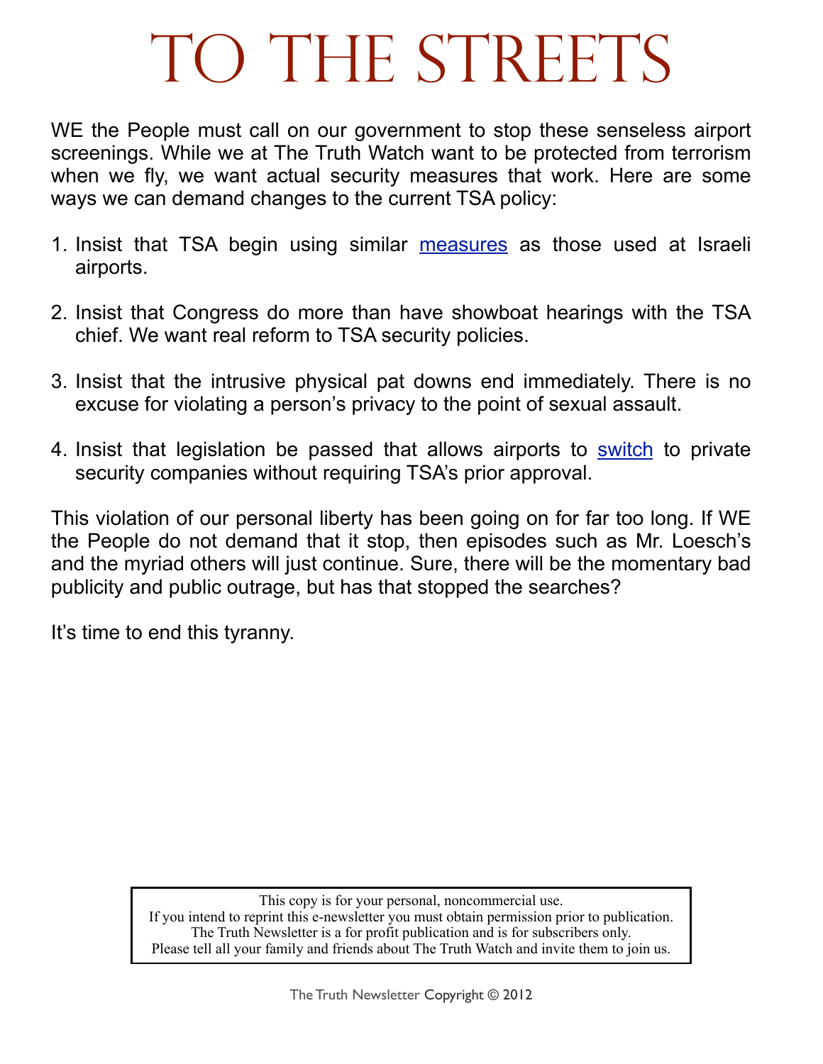# TO THE STREETS

WE the People must call on our government to stop these senseless airport screenings. While we at The Truth Watch want to be protected from terrorism when we fly, we want actual security measures that work. Here are some ways we can demand changes to the current TSA policy:

1. Insist that TSA begin using similar measures as those used at Israeli airports.

2. Insist that Congress do more than have showboat hearings with the TSA chief. We want real reform to TSA security policies.

3. Insist that the intrusive physical pat downs end immediately. There is no excuse for violating a person's privacy to the point of sexual assault.

4. Insist that legislation be passed that allows airports to switch to private security companies without requiring TSA's prior approval.

This violation of our personal liberty has been going on for far too long. If WE the People do not demand that it stop, then episodes such as Mr. Loesch's and the myriad others will just continue. Sure, there will be the momentary bad publicity and public outrage, but has that stopped the searches?

It's time to end this tyranny.

This copy is for your personal, noncommercial use.
If you intend to reprint this e-newsletter you must obtain permission prior to publication.
The Truth Newsletter is a for profit publication and is for subscribers only.
Please tell all your family and friends about The Truth Watch and invite them to join us.

The Truth Newsletter Copyright © 2012